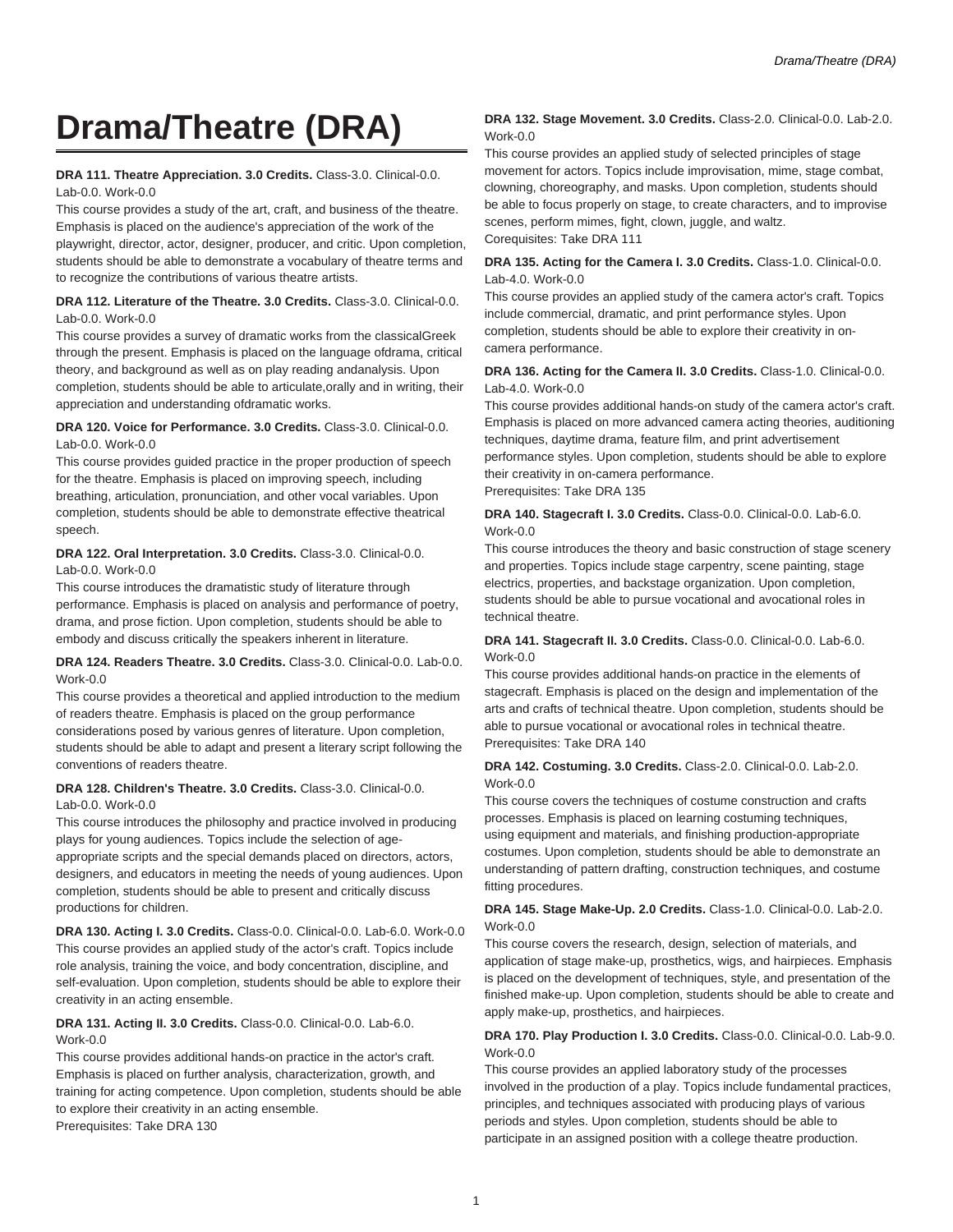# Drama/Theatre (DRA)

**DRA 111. Theatre Appreciation. 3.0 Credits.** Class-3.0. Clinical-0.0. Lab-0.0. Work-0.0

This course provides a study of the art, craft, and business of the theatre. Emphasis is placed on the audience's appreciation of the work of the playwright, director, actor, designer, producer, and critic. Upon completion, students should be able to demonstrate a vocabulary of theatre terms and to recognize the contributions of various theatre artists.

**DRA 112. Literature of the Theatre. 3.0 Credits.** Class-3.0. Clinical-0.0. Lab-0.0. Work-0.0

This course provides a survey of dramatic works from the classicalGreek through the present. Emphasis is placed on the language ofdrama, critical theory, and background as well as on play reading andanalysis. Upon completion, students should be able to articulate,orally and in writing, their appreciation and understanding ofdramatic works.

**DRA 120. Voice for Performance. 3.0 Credits.** Class-3.0. Clinical-0.0. Lab-0.0. Work-0.0

This course provides guided practice in the proper production of speech for the theatre. Emphasis is placed on improving speech, including breathing, articulation, pronunciation, and other vocal variables. Upon completion, students should be able to demonstrate effective theatrical speech.

**DRA 122. Oral Interpretation. 3.0 Credits.** Class-3.0. Clinical-0.0. Lab-0.0. Work-0.0

This course introduces the dramatistic study of literature through performance. Emphasis is placed on analysis and performance of poetry, drama, and prose fiction. Upon completion, students should be able to embody and discuss critically the speakers inherent in literature.

**DRA 124. Readers Theatre. 3.0 Credits.** Class-3.0. Clinical-0.0. Lab-0.0. Work-0.0

This course provides a theoretical and applied introduction to the medium of readers theatre. Emphasis is placed on the group performance considerations posed by various genres of literature. Upon completion, students should be able to adapt and present a literary script following the conventions of readers theatre.

**DRA 128. Children's Theatre. 3.0 Credits.** Class-3.0. Clinical-0.0. Lab-0.0. Work-0.0

This course introduces the philosophy and practice involved in producing plays for young audiences. Topics include the selection of age-appropriate scripts and the special demands placed on directors, actors, designers, and educators in meeting the needs of young audiences. Upon completion, students should be able to present and critically discuss productions for children.

**DRA 130. Acting I. 3.0 Credits.** Class-0.0. Clinical-0.0. Lab-6.0. Work-0.0

This course provides an applied study of the actor's craft. Topics include role analysis, training the voice, and body concentration, discipline, and self-evaluation. Upon completion, students should be able to explore their creativity in an acting ensemble.

**DRA 131. Acting II. 3.0 Credits.** Class-0.0. Clinical-0.0. Lab-6.0. Work-0.0

This course provides additional hands-on practice in the actor's craft. Emphasis is placed on further analysis, characterization, growth, and training for acting competence. Upon completion, students should be able to explore their creativity in an acting ensemble.

Prerequisites: Take DRA 130

**DRA 132. Stage Movement. 3.0 Credits.** Class-2.0. Clinical-0.0. Lab-2.0. Work-0.0

This course provides an applied study of selected principles of stage movement for actors. Topics include improvisation, mime, stage combat, clowning, choreography, and masks. Upon completion, students should be able to focus properly on stage, to create characters, and to improvise scenes, perform mimes, fight, clown, juggle, and waltz.

Corequisites: Take DRA 111

**DRA 135. Acting for the Camera I. 3.0 Credits.** Class-1.0. Clinical-0.0. Lab-4.0. Work-0.0

This course provides an applied study of the camera actor's craft. Topics include commercial, dramatic, and print performance styles. Upon completion, students should be able to explore their creativity in on-camera performance.

**DRA 136. Acting for the Camera II. 3.0 Credits.** Class-1.0. Clinical-0.0. Lab-4.0. Work-0.0

This course provides additional hands-on study of the camera actor's craft. Emphasis is placed on more advanced camera acting theories, auditioning techniques, daytime drama, feature film, and print advertisement performance styles. Upon completion, students should be able to explore their creativity in on-camera performance.

Prerequisites: Take DRA 135

**DRA 140. Stagecraft I. 3.0 Credits.** Class-0.0. Clinical-0.0. Lab-6.0. Work-0.0

This course introduces the theory and basic construction of stage scenery and properties. Topics include stage carpentry, scene painting, stage electrics, properties, and backstage organization. Upon completion, students should be able to pursue vocational and avocational roles in technical theatre.

**DRA 141. Stagecraft II. 3.0 Credits.** Class-0.0. Clinical-0.0. Lab-6.0. Work-0.0

This course provides additional hands-on practice in the elements of stagecraft. Emphasis is placed on the design and implementation of the arts and crafts of technical theatre. Upon completion, students should be able to pursue vocational or avocational roles in technical theatre.

Prerequisites: Take DRA 140

**DRA 142. Costuming. 3.0 Credits.** Class-2.0. Clinical-0.0. Lab-2.0. Work-0.0

This course covers the techniques of costume construction and crafts processes. Emphasis is placed on learning costuming techniques, using equipment and materials, and finishing production-appropriate costumes. Upon completion, students should be able to demonstrate an understanding of pattern drafting, construction techniques, and costume fitting procedures.

**DRA 145. Stage Make-Up. 2.0 Credits.** Class-1.0. Clinical-0.0. Lab-2.0. Work-0.0

This course covers the research, design, selection of materials, and application of stage make-up, prosthetics, wigs, and hairpieces. Emphasis is placed on the development of techniques, style, and presentation of the finished make-up. Upon completion, students should be able to create and apply make-up, prosthetics, and hairpieces.

**DRA 170. Play Production I. 3.0 Credits.** Class-0.0. Clinical-0.0. Lab-9.0. Work-0.0

This course provides an applied laboratory study of the processes involved in the production of a play. Topics include fundamental practices, principles, and techniques associated with producing plays of various periods and styles. Upon completion, students should be able to participate in an assigned position with a college theatre production.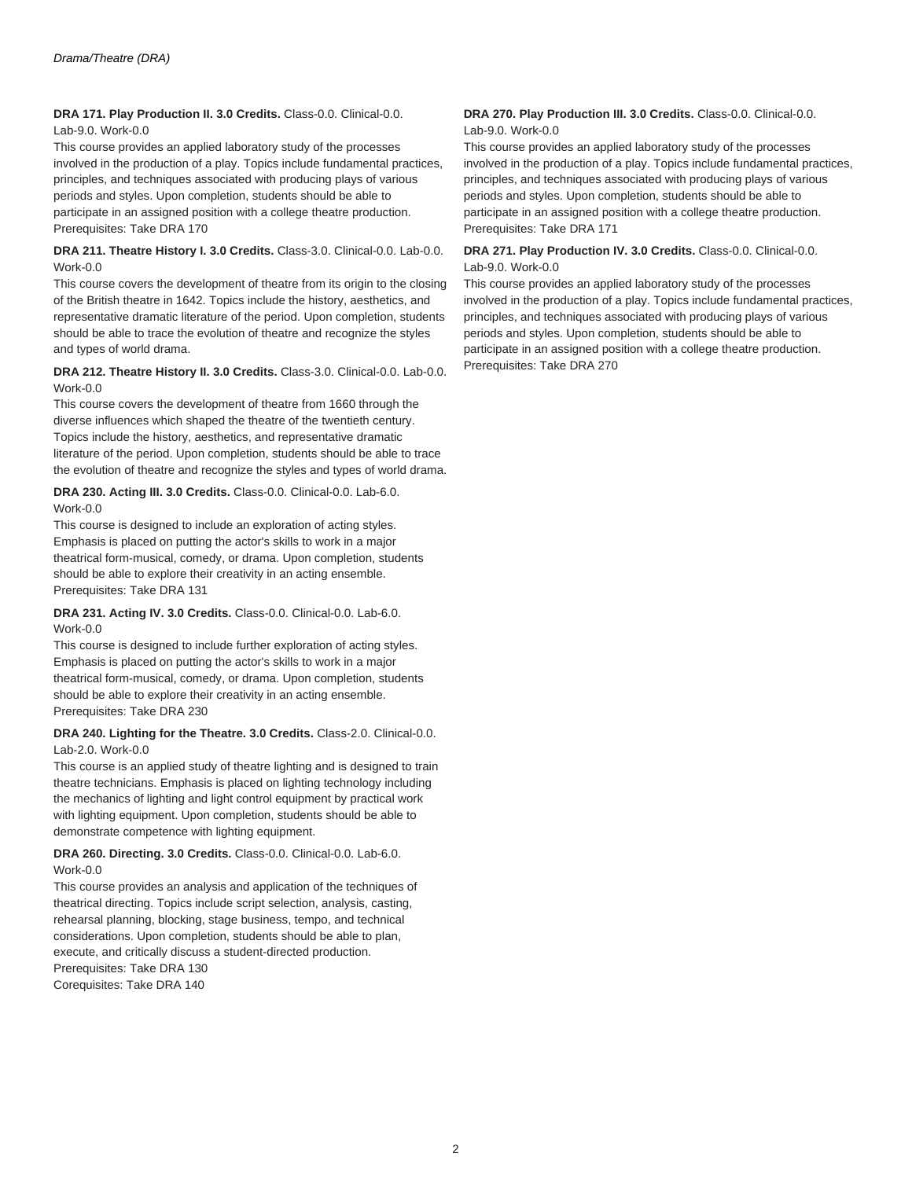**DRA 171. Play Production II. 3.0 Credits.** Class-0.0. Clinical-0.0. Lab-9.0. Work-0.0

This course provides an applied laboratory study of the processes involved in the production of a play. Topics include fundamental practices, principles, and techniques associated with producing plays of various periods and styles. Upon completion, students should be able to participate in an assigned position with a college theatre production.
Prerequisites: Take DRA 170

**DRA 211. Theatre History I. 3.0 Credits.** Class-3.0. Clinical-0.0. Lab-0.0. Work-0.0

This course covers the development of theatre from its origin to the closing of the British theatre in 1642. Topics include the history, aesthetics, and representative dramatic literature of the period. Upon completion, students should be able to trace the evolution of theatre and recognize the styles and types of world drama.

**DRA 212. Theatre History II. 3.0 Credits.** Class-3.0. Clinical-0.0. Lab-0.0. Work-0.0

This course covers the development of theatre from 1660 through the diverse influences which shaped the theatre of the twentieth century. Topics include the history, aesthetics, and representative dramatic literature of the period. Upon completion, students should be able to trace the evolution of theatre and recognize the styles and types of world drama.

**DRA 230. Acting III. 3.0 Credits.** Class-0.0. Clinical-0.0. Lab-6.0. Work-0.0

This course is designed to include an exploration of acting styles. Emphasis is placed on putting the actor's skills to work in a major theatrical form-musical, comedy, or drama. Upon completion, students should be able to explore their creativity in an acting ensemble.
Prerequisites: Take DRA 131

**DRA 231. Acting IV. 3.0 Credits.** Class-0.0. Clinical-0.0. Lab-6.0. Work-0.0

This course is designed to include further exploration of acting styles. Emphasis is placed on putting the actor's skills to work in a major theatrical form-musical, comedy, or drama. Upon completion, students should be able to explore their creativity in an acting ensemble.
Prerequisites: Take DRA 230

**DRA 240. Lighting for the Theatre. 3.0 Credits.** Class-2.0. Clinical-0.0. Lab-2.0. Work-0.0

This course is an applied study of theatre lighting and is designed to train theatre technicians. Emphasis is placed on lighting technology including the mechanics of lighting and light control equipment by practical work with lighting equipment. Upon completion, students should be able to demonstrate competence with lighting equipment.

**DRA 260. Directing. 3.0 Credits.** Class-0.0. Clinical-0.0. Lab-6.0. Work-0.0

This course provides an analysis and application of the techniques of theatrical directing. Topics include script selection, analysis, casting, rehearsal planning, blocking, stage business, tempo, and technical considerations. Upon completion, students should be able to plan, execute, and critically discuss a student-directed production.
Prerequisites: Take DRA 130
Corequisites: Take DRA 140

**DRA 270. Play Production III. 3.0 Credits.** Class-0.0. Clinical-0.0. Lab-9.0. Work-0.0

This course provides an applied laboratory study of the processes involved in the production of a play. Topics include fundamental practices, principles, and techniques associated with producing plays of various periods and styles. Upon completion, students should be able to participate in an assigned position with a college theatre production.
Prerequisites: Take DRA 171

**DRA 271. Play Production IV. 3.0 Credits.** Class-0.0. Clinical-0.0. Lab-9.0. Work-0.0

This course provides an applied laboratory study of the processes involved in the production of a play. Topics include fundamental practices, principles, and techniques associated with producing plays of various periods and styles. Upon completion, students should be able to participate in an assigned position with a college theatre production.
Prerequisites: Take DRA 270